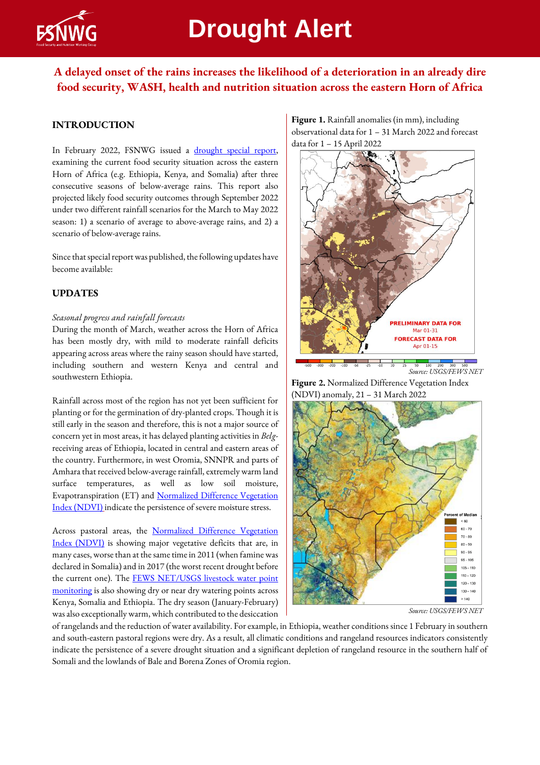# Drought Alert

## A delayed onset of the rains increases the likelihood of a deterioration in an already dire food security, WASH, health and nutrition situation across the eastern Horn of Africa

### INTRODUCTION

In February 2022, FSNWG issued a drought special report, examining the current food security situation across the eastern Horn of Africa (e.g. Ethiopia, Kenya, and Somalia) after three consecutive seasons of below-average rains. This report also projected likely food security outcomes through September 2022 under two different rainfall scenarios for the March to May 2022 season: 1) a scenario of average to above-average rains, and 2) a scenario of below-average rains.

Since that special report was published, the following updates have become available:

### UPDATES

*Seasonal progress and rainfall forecasts*

During the month of March, weather across the Horn of Africa has been mostly dry, with mild to moderate rainfall deficits appearing across areas where the rainy season should have started, including southern and western Kenya and central and southwestern Ethiopia.

Rainfall across most of the region has not yet been sufficient for planting or for the germination of dry-planted crops. Though it is still early in the season and therefore, this is not a major source of concern yet in most areas, it has delayed planting activities in *Belg*-receiving areas of Ethiopia, located in central and eastern areas of the country. Furthermore, in west Oromia, SNNPR and parts of Amhara that received below-average rainfall, extremely warm land surface temperatures, as well as low soil moisture, Evapotranspiration (ET) and Normalized Difference Vegetation Index (NDVI) indicate the persistence of severe moisture stress.

Across pastoral areas, the Normalized Difference Vegetation Index (NDVI) is showing major vegetative deficits that are, in many cases, worse than at the same time in 2011 (when famine was declared in Somalia) and in 2017 (the worst recent drought before the current one). The FEWS NET/USGS livestock water point monitoring is also showing dry or near dry watering points across Kenya, Somalia and Ethiopia. The dry season (January-February) was also exceptionally warm, which contributed to the desiccation of rangelands and the reduction of water availability. For example, in Ethiopia, weather conditions since 1 February in southern and south-eastern pastoral regions were dry. As a result, all climatic conditions and rangeland resources indicators consistently indicate the persistence of a severe drought situation and a significant depletion of rangeland resource in the southern half of Somali and the lowlands of Bale and Borena Zones of Oromia region.

**Figure 1.** Rainfall anomalies (in mm), including observational data for 1 – 31 March 2022 and forecast data for 1 – 15 April 2022

*Source: USGS/FEWS NET*

**Figure 2.** Normalized Difference Vegetation Index (NDVI) anomaly, 21 – 31 March 2022

*Source: USGS/FEWS NET*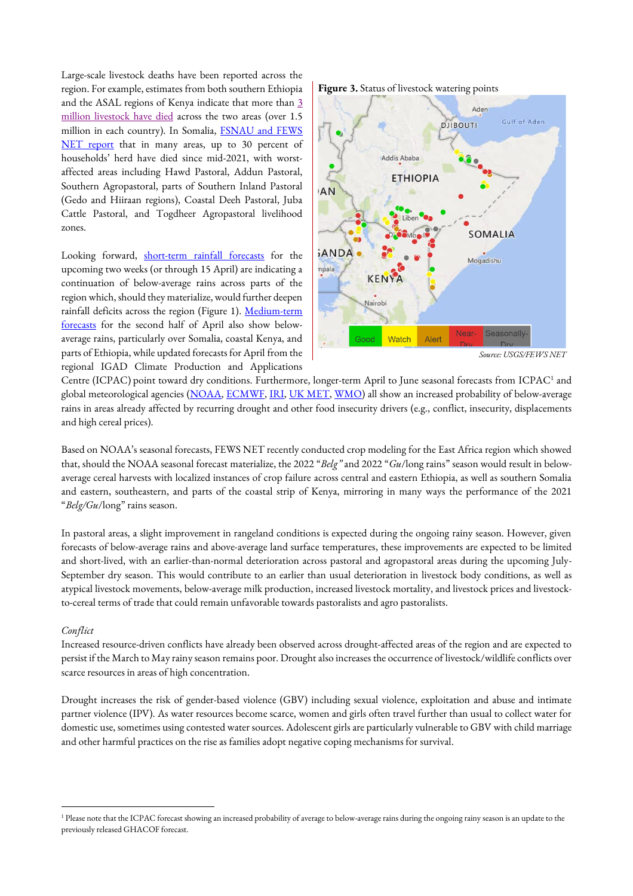Large-scale livestock deaths have been reported across the region. For example, estimates from both southern Ethiopia and the ASAL regions of Kenya indicate that more than 3 million livestock have died across the two areas (over 1.5 million in each country). In Somalia, FSNAU and FEWS NET report that in many areas, up to 30 percent of households' herd have died since mid-2021, with worst-affected areas including Hawd Pastoral, Addun Pastoral, Southern Agropastoral, parts of Southern Inland Pastoral (Gedo and Hiiraan regions), Coastal Deeh Pastoral, Juba Cattle Pastoral, and Togdheer Agropastoral livelihood zones.

**Figure 3.** Status of livestock watering points

*Source: USGS/FEWS NET*

Looking forward, short-term rainfall forecasts for the upcoming two weeks (or through 15 April) are indicating a continuation of below-average rains across parts of the region which, should they materialize, would further deepen rainfall deficits across the region (Figure 1). Medium-term forecasts for the second half of April also show below-average rains, particularly over Somalia, coastal Kenya, and parts of Ethiopia, while updated forecasts for April from the regional IGAD Climate Production and Applications Centre (ICPAC) point toward dry conditions. Furthermore, longer-term April to June seasonal forecasts from ICPAC[1] and global meteorological agencies (NOAA, ECMWF, IRI, UK MET, WMO) all show an increased probability of below-average rains in areas already affected by recurring drought and other food insecurity drivers (e.g., conflict, insecurity, displacements and high cereal prices).

Based on NOAA's seasonal forecasts, FEWS NET recently conducted crop modeling for the East Africa region which showed that, should the NOAA seasonal forecast materialize, the 2022 "*Belg*" and 2022 "*Gu*/long rains" season would result in below-average cereal harvests with localized instances of crop failure across central and eastern Ethiopia, as well as southern Somalia and eastern, southeastern, and parts of the coastal strip of Kenya, mirroring in many ways the performance of the 2021 "*Belg/Gu*/long" rains season.

In pastoral areas, a slight improvement in rangeland conditions is expected during the ongoing rainy season. However, given forecasts of below-average rains and above-average land surface temperatures, these improvements are expected to be limited and short-lived, with an earlier-than-normal deterioration across pastoral and agropastoral areas during the upcoming July-September dry season. This would contribute to an earlier than usual deterioration in livestock body conditions, as well as atypical livestock movements, below-average milk production, increased livestock mortality, and livestock prices and livestock-to-cereal terms of trade that could remain unfavorable towards pastoralists and agro pastoralists.

*Conflict*

Increased resource-driven conflicts have already been observed across drought-affected areas of the region and are expected to persist if the March to May rainy season remains poor. Drought also increases the occurrence of livestock/wildlife conflicts over scarce resources in areas of high concentration.

Drought increases the risk of gender-based violence (GBV) including sexual violence, exploitation and abuse and intimate partner violence (IPV). As water resources become scarce, women and girls often travel further than usual to collect water for domestic use, sometimes using contested water sources. Adolescent girls are particularly vulnerable to GBV with child marriage and other harmful practices on the rise as families adopt negative coping mechanisms for survival.

[1] Please note that the ICPAC forecast showing an increased probability of average to below-average rains during the ongoing rainy season is an update to the previously released GHACOF forecast.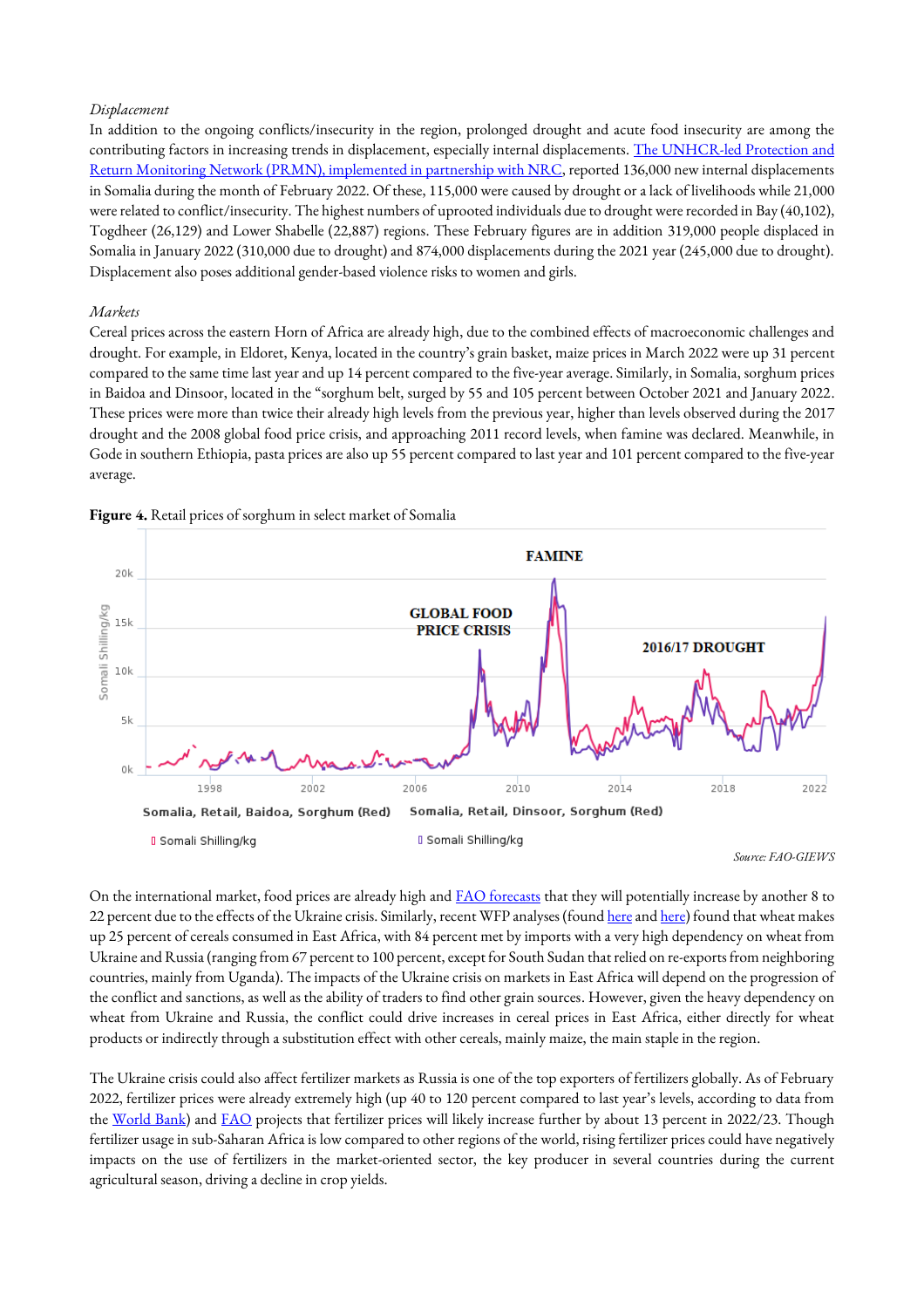*Displacement*

In addition to the ongoing conflicts/insecurity in the region, prolonged drought and acute food insecurity are among the contributing factors in increasing trends in displacement, especially internal displacements. [The UNHCR-led Protection and Return Monitoring Network (PRMN), implemented in partnership with NRC](), reported 136,000 new internal displacements in Somalia during the month of February 2022. Of these, 115,000 were caused by drought or a lack of livelihoods while 21,000 were related to conflict/insecurity. The highest numbers of uprooted individuals due to drought were recorded in Bay (40,102), Togdheer (26,129) and Lower Shabelle (22,887) regions. These February figures are in addition 319,000 people displaced in Somalia in January 2022 (310,000 due to drought) and 874,000 displacements during the 2021 year (245,000 due to drought). Displacement also poses additional gender-based violence risks to women and girls.

*Markets*

Cereal prices across the eastern Horn of Africa are already high, due to the combined effects of macroeconomic challenges and drought. For example, in Eldoret, Kenya, located in the country's grain basket, maize prices in March 2022 were up 31 percent compared to the same time last year and up 14 percent compared to the five-year average. Similarly, in Somalia, sorghum prices in Baidoa and Dinsoor, located in the "sorghum belt, surged by 55 and 105 percent between October 2021 and January 2022. These prices were more than twice their already high levels from the previous year, higher than levels observed during the 2017 drought and the 2008 global food price crisis, and approaching 2011 record levels, when famine was declared. Meanwhile, in Gode in southern Ethiopia, pasta prices are also up 55 percent compared to last year and 101 percent compared to the five-year average.

**Figure 4.** Retail prices of sorghum in select market of Somalia

Source: FAO-GIEWS

On the international market, food prices are already high and [FAO forecasts]() that they will potentially increase by another 8 to 22 percent due to the effects of the Ukraine crisis. Similarly, recent WFP analyses (found [here]() and [here]()) found that wheat makes up 25 percent of cereals consumed in East Africa, with 84 percent met by imports with a very high dependency on wheat from Ukraine and Russia (ranging from 67 percent to 100 percent, except for South Sudan that relied on re-exports from neighboring countries, mainly from Uganda). The impacts of the Ukraine crisis on markets in East Africa will depend on the progression of the conflict and sanctions, as well as the ability of traders to find other grain sources. However, given the heavy dependency on wheat from Ukraine and Russia, the conflict could drive increases in cereal prices in East Africa, either directly for wheat products or indirectly through a substitution effect with other cereals, mainly maize, the main staple in the region.

The Ukraine crisis could also affect fertilizer markets as Russia is one of the top exporters of fertilizers globally. As of February 2022, fertilizer prices were already extremely high (up 40 to 120 percent compared to last year's levels, according to data from the [World Bank]()) and [FAO]() projects that fertilizer prices will likely increase further by about 13 percent in 2022/23. Though fertilizer usage in sub-Saharan Africa is low compared to other regions of the world, rising fertilizer prices could have negatively impacts on the use of fertilizers in the market-oriented sector, the key producer in several countries during the current agricultural season, driving a decline in crop yields.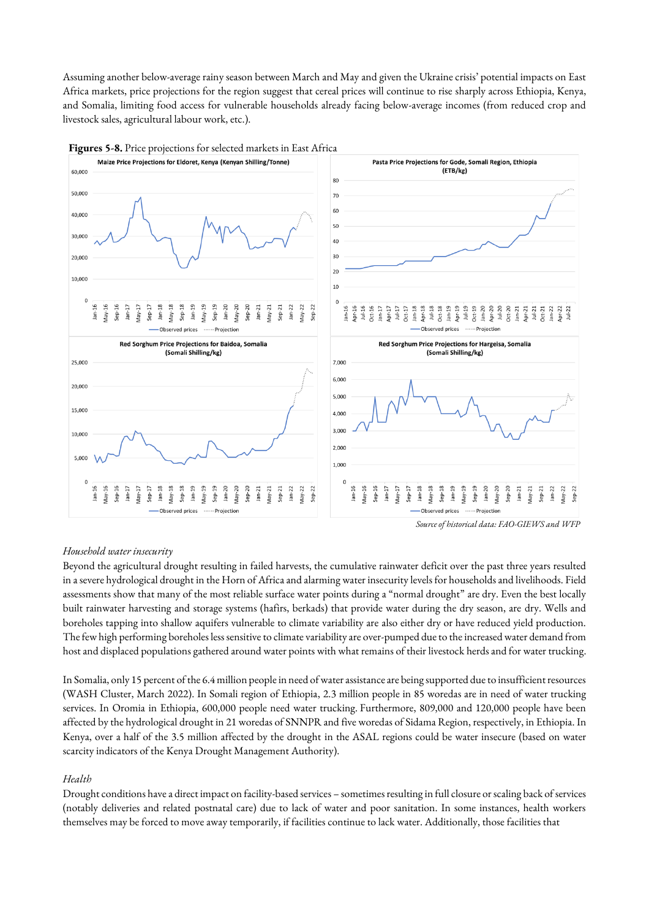Assuming another below-average rainy season between March and May and given the Ukraine crisis' potential impacts on East Africa markets, price projections for the region suggest that cereal prices will continue to rise sharply across Ethiopia, Kenya, and Somalia, limiting food access for vulnerable households already facing below-average incomes (from reduced crop and livestock sales, agricultural labour work, etc.).

**Figures 5-8.** Price projections for selected markets in East Africa

*Source of historical data: FAO-GIEWS and WFP*

*Household water insecurity*

Beyond the agricultural drought resulting in failed harvests, the cumulative rainwater deficit over the past three years resulted in a severe hydrological drought in the Horn of Africa and alarming water insecurity levels for households and livelihoods. Field assessments show that many of the most reliable surface water points during a "normal drought" are dry. Even the best locally built rainwater harvesting and storage systems (hafirs, berkads) that provide water during the dry season, are dry. Wells and boreholes tapping into shallow aquifers vulnerable to climate variability are also either dry or have reduced yield production. The few high performing boreholes less sensitive to climate variability are over-pumped due to the increased water demand from host and displaced populations gathered around water points with what remains of their livestock herds and for water trucking.

In Somalia, only 15 percent of the 6.4 million people in need of water assistance are being supported due to insufficient resources (WASH Cluster, March 2022). In Somali region of Ethiopia, 2.3 million people in 85 woredas are in need of water trucking services. In Oromia in Ethiopia, 600,000 people need water trucking. Furthermore, 809,000 and 120,000 people have been affected by the hydrological drought in 21 woredas of SNNPR and five woredas of Sidama Region, respectively, in Ethiopia. In Kenya, over a half of the 3.5 million affected by the drought in the ASAL regions could be water insecure (based on water scarcity indicators of the Kenya Drought Management Authority).

*Health*

Drought conditions have a direct impact on facility-based services – sometimes resulting in full closure or scaling back of services (notably deliveries and related postnatal care) due to lack of water and poor sanitation. In some instances, health workers themselves may be forced to move away temporarily, if facilities continue to lack water. Additionally, those facilities that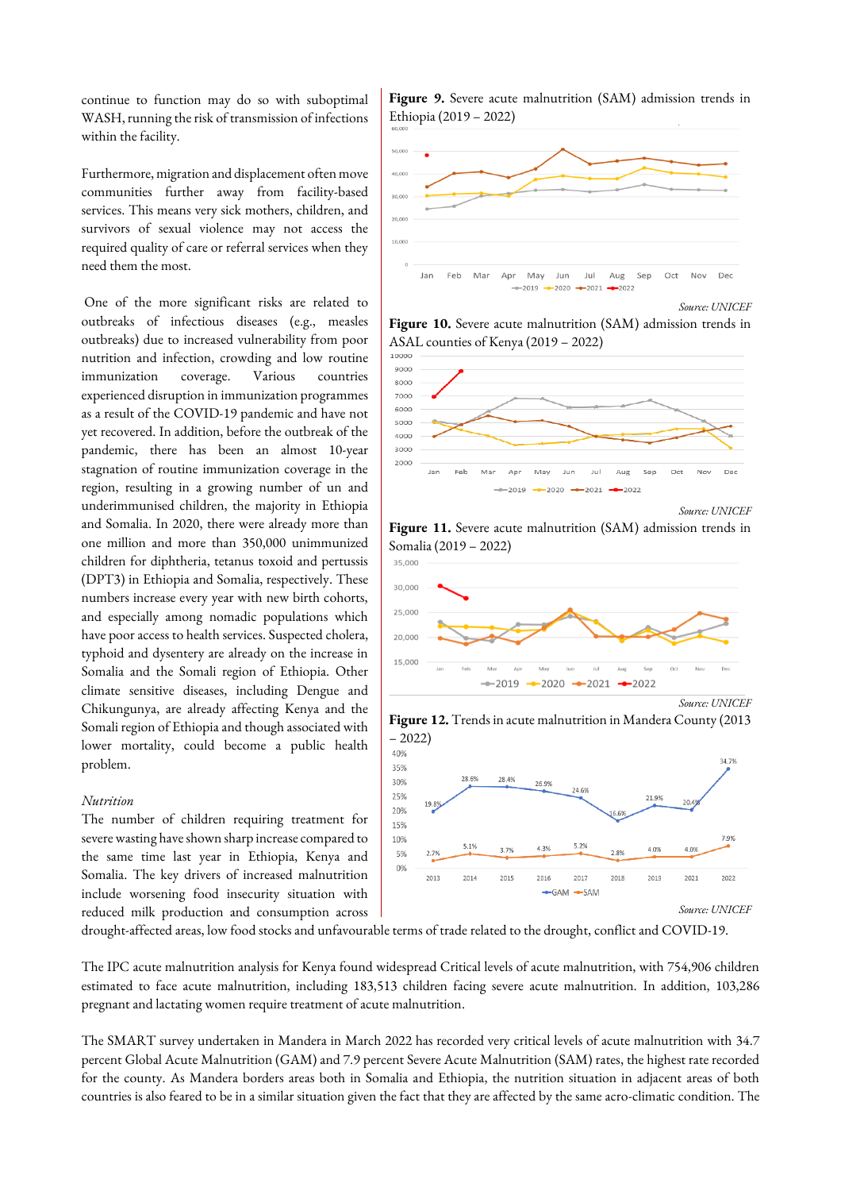continue to function may do so with suboptimal WASH, running the risk of transmission of infections within the facility.

Furthermore, migration and displacement often move communities further away from facility-based services. This means very sick mothers, children, and survivors of sexual violence may not access the required quality of care or referral services when they need them the most.

One of the more significant risks are related to outbreaks of infectious diseases (e.g., measles outbreaks) due to increased vulnerability from poor nutrition and infection, crowding and low routine immunization coverage. Various countries experienced disruption in immunization programmes as a result of the COVID-19 pandemic and have not yet recovered. In addition, before the outbreak of the pandemic, there has been an almost 10-year stagnation of routine immunization coverage in the region, resulting in a growing number of un and underimmunised children, the majority in Ethiopia and Somalia. In 2020, there were already more than one million and more than 350,000 unimmunized children for diphtheria, tetanus toxoid and pertussis (DPT3) in Ethiopia and Somalia, respectively. These numbers increase every year with new birth cohorts, and especially among nomadic populations which have poor access to health services. Suspected cholera, typhoid and dysentery are already on the increase in Somalia and the Somali region of Ethiopia. Other climate sensitive diseases, including Dengue and Chikungunya, are already affecting Kenya and the Somali region of Ethiopia and though associated with lower mortality, could become a public health problem.

*Nutrition*

The number of children requiring treatment for severe wasting have shown sharp increase compared to the same time last year in Ethiopia, Kenya and Somalia. The key drivers of increased malnutrition include worsening food insecurity situation with reduced milk production and consumption across drought-affected areas, low food stocks and unfavourable terms of trade related to the drought, conflict and COVID-19.

**Figure 9.** Severe acute malnutrition (SAM) admission trends in Ethiopia (2019 – 2022)

*Source: UNICEF*

**Figure 10.** Severe acute malnutrition (SAM) admission trends in ASAL counties of Kenya (2019 – 2022)

*Source: UNICEF*

**Figure 11.** Severe acute malnutrition (SAM) admission trends in Somalia (2019 – 2022)

*Source: UNICEF*

**Figure 12.** Trends in acute malnutrition in Mandera County (2013 – 2022)

*Source: UNICEF*

The IPC acute malnutrition analysis for Kenya found widespread Critical levels of acute malnutrition, with 754,906 children estimated to face acute malnutrition, including 183,513 children facing severe acute malnutrition. In addition, 103,286 pregnant and lactating women require treatment of acute malnutrition.

The SMART survey undertaken in Mandera in March 2022 has recorded very critical levels of acute malnutrition with 34.7 percent Global Acute Malnutrition (GAM) and 7.9 percent Severe Acute Malnutrition (SAM) rates, the highest rate recorded for the county. As Mandera borders areas both in Somalia and Ethiopia, the nutrition situation in adjacent areas of both countries is also feared to be in a similar situation given the fact that they are affected by the same acro-climatic condition. The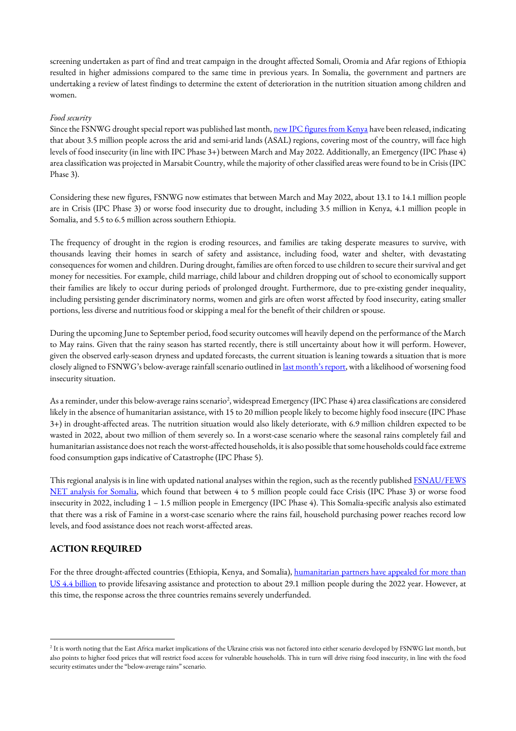screening undertaken as part of find and treat campaign in the drought affected Somali, Oromia and Afar regions of Ethiopia resulted in higher admissions compared to the same time in previous years. In Somalia, the government and partners are undertaking a review of latest findings to determine the extent of deterioration in the nutrition situation among children and women.

*Food security*

Since the FSNWG drought special report was published last month, new IPC figures from Kenya have been released, indicating that about 3.5 million people across the arid and semi-arid lands (ASAL) regions, covering most of the country, will face high levels of food insecurity (in line with IPC Phase 3+) between March and May 2022. Additionally, an Emergency (IPC Phase 4) area classification was projected in Marsabit Country, while the majority of other classified areas were found to be in Crisis (IPC Phase 3).

Considering these new figures, FSNWG now estimates that between March and May 2022, about 13.1 to 14.1 million people are in Crisis (IPC Phase 3) or worse food insecurity due to drought, including 3.5 million in Kenya, 4.1 million people in Somalia, and 5.5 to 6.5 million across southern Ethiopia.

The frequency of drought in the region is eroding resources, and families are taking desperate measures to survive, with thousands leaving their homes in search of safety and assistance, including food, water and shelter, with devastating consequences for women and children. During drought, families are often forced to use children to secure their survival and get money for necessities. For example, child marriage, child labour and children dropping out of school to economically support their families are likely to occur during periods of prolonged drought. Furthermore, due to pre-existing gender inequality, including persisting gender discriminatory norms, women and girls are often worst affected by food insecurity, eating smaller portions, less diverse and nutritious food or skipping a meal for the benefit of their children or spouse.

During the upcoming June to September period, food security outcomes will heavily depend on the performance of the March to May rains. Given that the rainy season has started recently, there is still uncertainty about how it will perform. However, given the observed early-season dryness and updated forecasts, the current situation is leaning towards a situation that is more closely aligned to FSNWG's below-average rainfall scenario outlined in last month's report, with a likelihood of worsening food insecurity situation.

As a reminder, under this below-average rains scenario[2], widespread Emergency (IPC Phase 4) area classifications are considered likely in the absence of humanitarian assistance, with 15 to 20 million people likely to become highly food insecure (IPC Phase 3+) in drought-affected areas. The nutrition situation would also likely deteriorate, with 6.9 million children expected to be wasted in 2022, about two million of them severely so. In a worst-case scenario where the seasonal rains completely fail and humanitarian assistance does not reach the worst-affected households, it is also possible that some households could face extreme food consumption gaps indicative of Catastrophe (IPC Phase 5).

This regional analysis is in line with updated national analyses within the region, such as the recently published FSNAU/FEWS NET analysis for Somalia, which found that between 4 to 5 million people could face Crisis (IPC Phase 3) or worse food insecurity in 2022, including 1 – 1.5 million people in Emergency (IPC Phase 4). This Somalia-specific analysis also estimated that there was a risk of Famine in a worst-case scenario where the rains fail, household purchasing power reaches record low levels, and food assistance does not reach worst-affected areas.

## ACTION REQUIRED

For the three drought-affected countries (Ethiopia, Kenya, and Somalia), humanitarian partners have appealed for more than US 4.4 billion to provide lifesaving assistance and protection to about 29.1 million people during the 2022 year. However, at this time, the response across the three countries remains severely underfunded.

---

[2] It is worth noting that the East Africa market implications of the Ukraine crisis was not factored into either scenario developed by FSNWG last month, but also points to higher food prices that will restrict food access for vulnerable households. This in turn will drive rising food insecurity, in line with the food security estimates under the "below-average rains" scenario.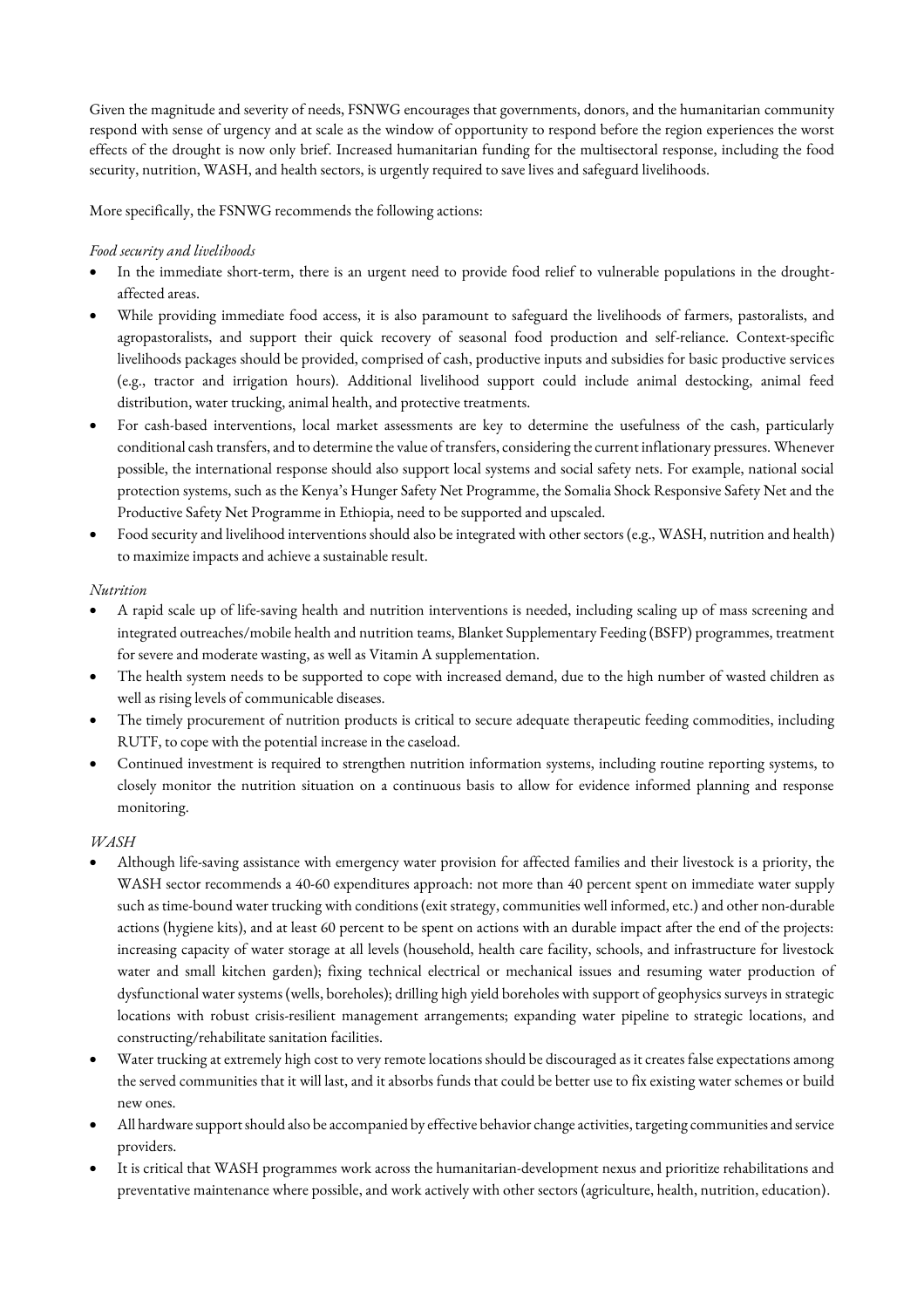Given the magnitude and severity of needs, FSNWG encourages that governments, donors, and the humanitarian community respond with sense of urgency and at scale as the window of opportunity to respond before the region experiences the worst effects of the drought is now only brief. Increased humanitarian funding for the multisectoral response, including the food security, nutrition, WASH, and health sectors, is urgently required to save lives and safeguard livelihoods.

More specifically, the FSNWG recommends the following actions:

*Food security and livelihoods*

- In the immediate short-term, there is an urgent need to provide food relief to vulnerable populations in the drought-affected areas.
- While providing immediate food access, it is also paramount to safeguard the livelihoods of farmers, pastoralists, and agropastoralists, and support their quick recovery of seasonal food production and self-reliance. Context-specific livelihoods packages should be provided, comprised of cash, productive inputs and subsidies for basic productive services (e.g., tractor and irrigation hours). Additional livelihood support could include animal destocking, animal feed distribution, water trucking, animal health, and protective treatments.
- For cash-based interventions, local market assessments are key to determine the usefulness of the cash, particularly conditional cash transfers, and to determine the value of transfers, considering the current inflationary pressures. Whenever possible, the international response should also support local systems and social safety nets. For example, national social protection systems, such as the Kenya's Hunger Safety Net Programme, the Somalia Shock Responsive Safety Net and the Productive Safety Net Programme in Ethiopia, need to be supported and upscaled.
- Food security and livelihood interventions should also be integrated with other sectors (e.g., WASH, nutrition and health) to maximize impacts and achieve a sustainable result.

*Nutrition*

- A rapid scale up of life-saving health and nutrition interventions is needed, including scaling up of mass screening and integrated outreaches/mobile health and nutrition teams, Blanket Supplementary Feeding (BSFP) programmes, treatment for severe and moderate wasting, as well as Vitamin A supplementation.
- The health system needs to be supported to cope with increased demand, due to the high number of wasted children as well as rising levels of communicable diseases.
- The timely procurement of nutrition products is critical to secure adequate therapeutic feeding commodities, including RUTF, to cope with the potential increase in the caseload.
- Continued investment is required to strengthen nutrition information systems, including routine reporting systems, to closely monitor the nutrition situation on a continuous basis to allow for evidence informed planning and response monitoring.

*WASH*

- Although life-saving assistance with emergency water provision for affected families and their livestock is a priority, the WASH sector recommends a 40-60 expenditures approach: not more than 40 percent spent on immediate water supply such as time-bound water trucking with conditions (exit strategy, communities well informed, etc.) and other non-durable actions (hygiene kits), and at least 60 percent to be spent on actions with an durable impact after the end of the projects: increasing capacity of water storage at all levels (household, health care facility, schools, and infrastructure for livestock water and small kitchen garden); fixing technical electrical or mechanical issues and resuming water production of dysfunctional water systems (wells, boreholes); drilling high yield boreholes with support of geophysics surveys in strategic locations with robust crisis-resilient management arrangements; expanding water pipeline to strategic locations, and constructing/rehabilitate sanitation facilities.
- Water trucking at extremely high cost to very remote locations should be discouraged as it creates false expectations among the served communities that it will last, and it absorbs funds that could be better use to fix existing water schemes or build new ones.
- All hardware support should also be accompanied by effective behavior change activities, targeting communities and service providers.
- It is critical that WASH programmes work across the humanitarian-development nexus and prioritize rehabilitations and preventative maintenance where possible, and work actively with other sectors (agriculture, health, nutrition, education).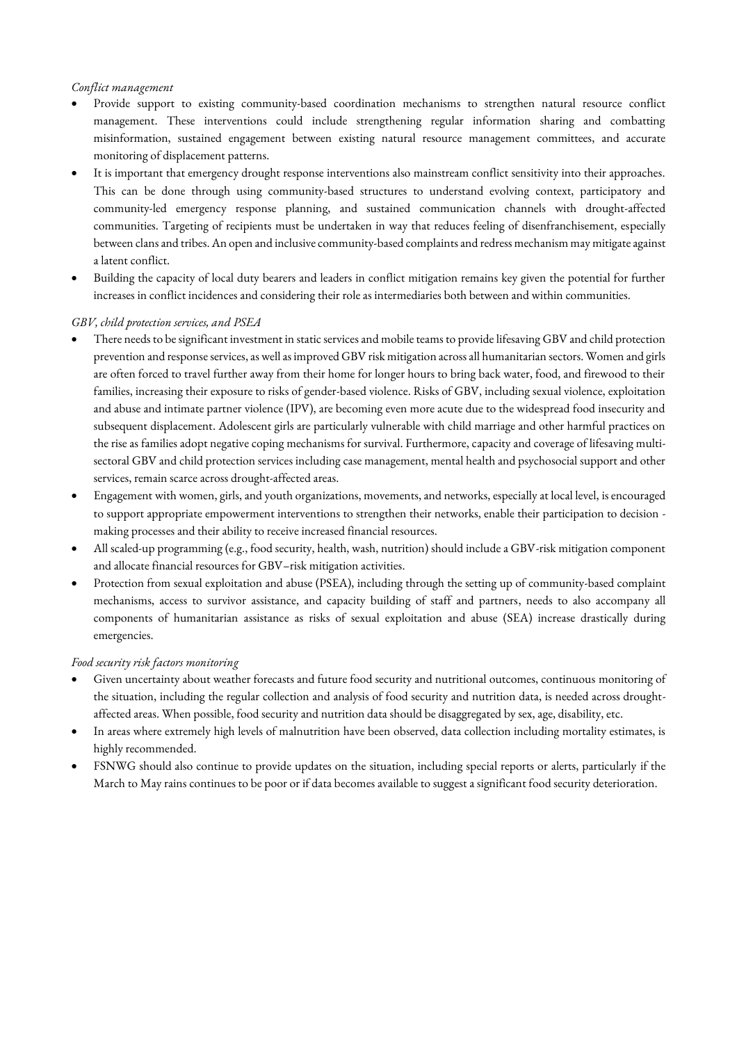*Conflict management*

- Provide support to existing community-based coordination mechanisms to strengthen natural resource conflict management. These interventions could include strengthening regular information sharing and combatting misinformation, sustained engagement between existing natural resource management committees, and accurate monitoring of displacement patterns.
- It is important that emergency drought response interventions also mainstream conflict sensitivity into their approaches. This can be done through using community-based structures to understand evolving context, participatory and community-led emergency response planning, and sustained communication channels with drought-affected communities. Targeting of recipients must be undertaken in way that reduces feeling of disenfranchisement, especially between clans and tribes. An open and inclusive community-based complaints and redress mechanism may mitigate against a latent conflict.
- Building the capacity of local duty bearers and leaders in conflict mitigation remains key given the potential for further increases in conflict incidences and considering their role as intermediaries both between and within communities.

*GBV, child protection services, and PSEA*

- There needs to be significant investment in static services and mobile teams to provide lifesaving GBV and child protection prevention and response services, as well as improved GBV risk mitigation across all humanitarian sectors. Women and girls are often forced to travel further away from their home for longer hours to bring back water, food, and firewood to their families, increasing their exposure to risks of gender-based violence. Risks of GBV, including sexual violence, exploitation and abuse and intimate partner violence (IPV), are becoming even more acute due to the widespread food insecurity and subsequent displacement. Adolescent girls are particularly vulnerable with child marriage and other harmful practices on the rise as families adopt negative coping mechanisms for survival. Furthermore, capacity and coverage of lifesaving multi-sectoral GBV and child protection services including case management, mental health and psychosocial support and other services, remain scarce across drought-affected areas.
- Engagement with women, girls, and youth organizations, movements, and networks, especially at local level, is encouraged to support appropriate empowerment interventions to strengthen their networks, enable their participation to decision - making processes and their ability to receive increased financial resources.
- All scaled-up programming (e.g., food security, health, wash, nutrition) should include a GBV-risk mitigation component and allocate financial resources for GBV–risk mitigation activities.
- Protection from sexual exploitation and abuse (PSEA), including through the setting up of community-based complaint mechanisms, access to survivor assistance, and capacity building of staff and partners, needs to also accompany all components of humanitarian assistance as risks of sexual exploitation and abuse (SEA) increase drastically during emergencies.

*Food security risk factors monitoring*

- Given uncertainty about weather forecasts and future food security and nutritional outcomes, continuous monitoring of the situation, including the regular collection and analysis of food security and nutrition data, is needed across drought-affected areas. When possible, food security and nutrition data should be disaggregated by sex, age, disability, etc.
- In areas where extremely high levels of malnutrition have been observed, data collection including mortality estimates, is highly recommended.
- FSNWG should also continue to provide updates on the situation, including special reports or alerts, particularly if the March to May rains continues to be poor or if data becomes available to suggest a significant food security deterioration.